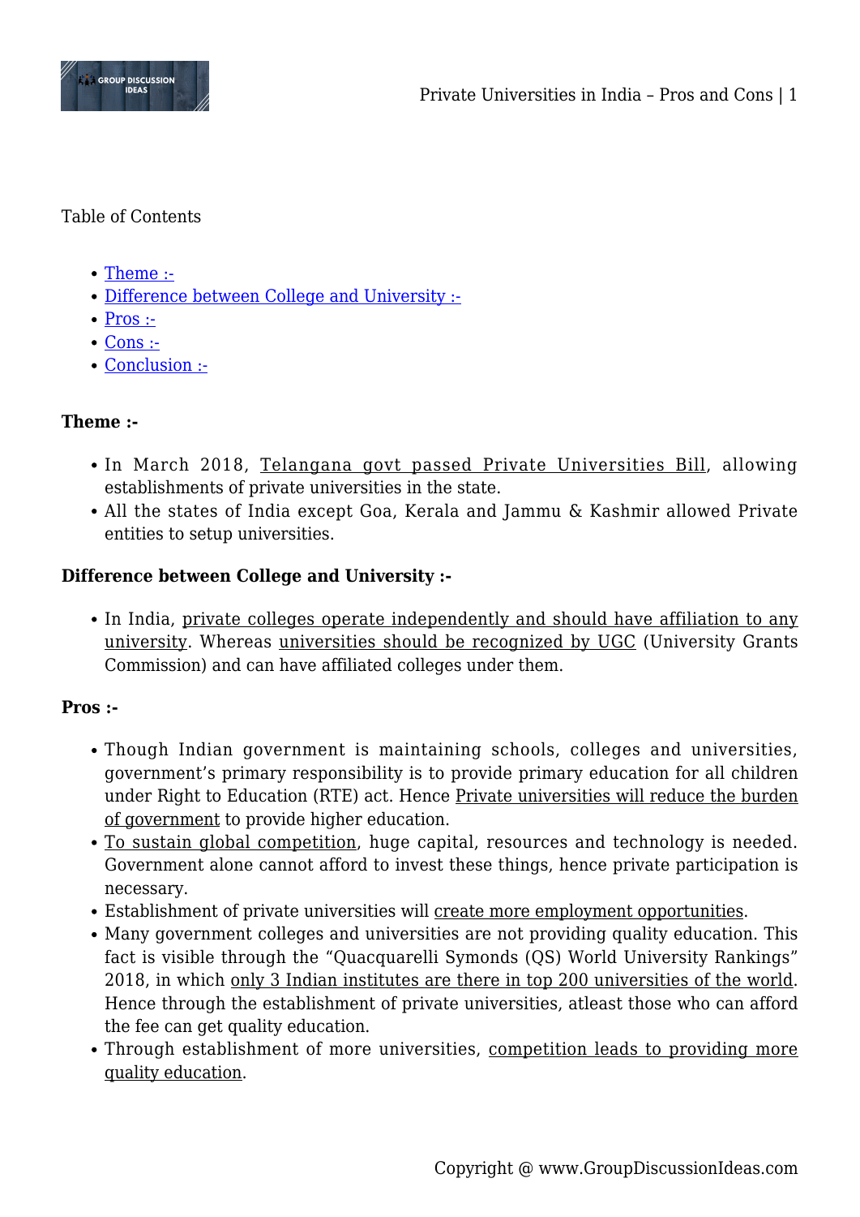Table of Contents

- Theme :-
- Difference between College and University :-
- Pros :-
- Cons :-
- Conclusion :-

**Theme :-**

- In March 2018, Telangana govt passed Private Universities Bill, allowing establishments of private universities in the state.
- All the states of India except Goa, Kerala and Jammu & Kashmir allowed Private entities to setup universities.

**Difference between College and University :-**

- In India, private colleges operate independently and should have affiliation to any university. Whereas universities should be recognized by UGC (University Grants Commission) and can have affiliated colleges under them.

**Pros :-**

- Though Indian government is maintaining schools, colleges and universities, government's primary responsibility is to provide primary education for all children under Right to Education (RTE) act. Hence Private universities will reduce the burden of government to provide higher education.
- To sustain global competition, huge capital, resources and technology is needed. Government alone cannot afford to invest these things, hence private participation is necessary.
- Establishment of private universities will create more employment opportunities.
- Many government colleges and universities are not providing quality education. This fact is visible through the "Quacquarelli Symonds (QS) World University Rankings" 2018, in which only 3 Indian institutes are there in top 200 universities of the world. Hence through the establishment of private universities, atleast those who can afford the fee can get quality education.
- Through establishment of more universities, competition leads to providing more quality education.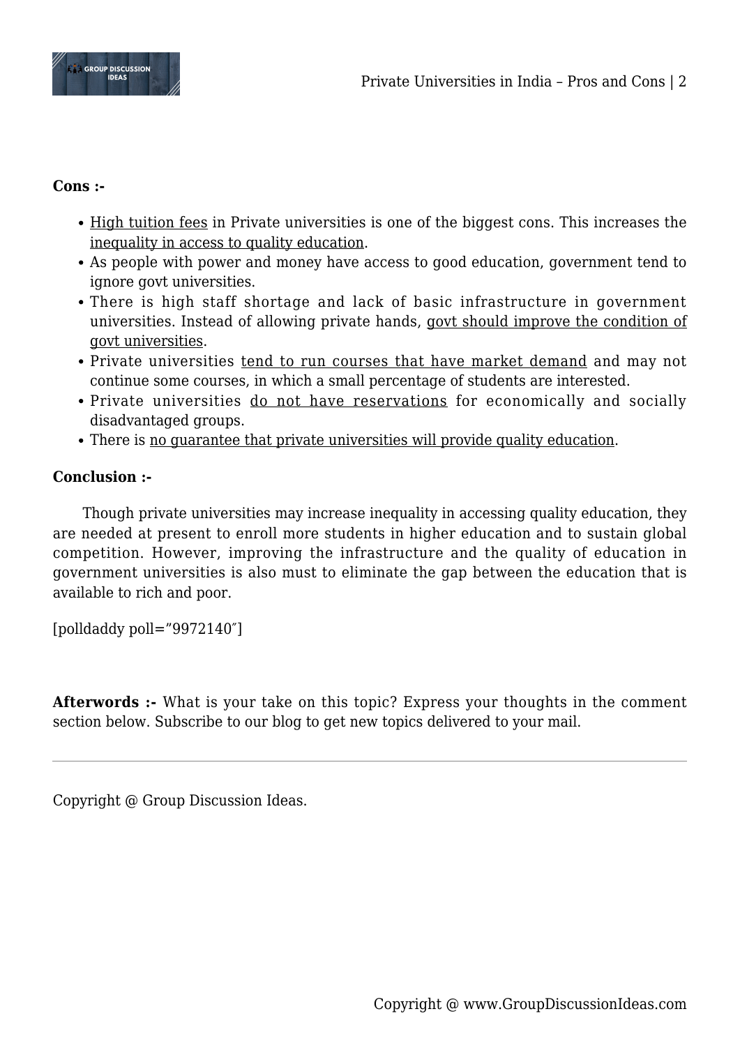**Cons :-**

- High tuition fees in Private universities is one of the biggest cons. This increases the inequality in access to quality education.
- As people with power and money have access to good education, government tend to ignore govt universities.
- There is high staff shortage and lack of basic infrastructure in government universities. Instead of allowing private hands, govt should improve the condition of govt universities.
- Private universities tend to run courses that have market demand and may not continue some courses, in which a small percentage of students are interested.
- Private universities do not have reservations for economically and socially disadvantaged groups.
- There is no guarantee that private universities will provide quality education.

**Conclusion :-**

Though private universities may increase inequality in accessing quality education, they are needed at present to enroll more students in higher education and to sustain global competition. However, improving the infrastructure and the quality of education in government universities is also must to eliminate the gap between the education that is available to rich and poor.

[polldaddy poll="9972140″]

**Afterwords :-** What is your take on this topic? Express your thoughts in the comment section below. Subscribe to our blog to get new topics delivered to your mail.

---

Copyright @ Group Discussion Ideas.